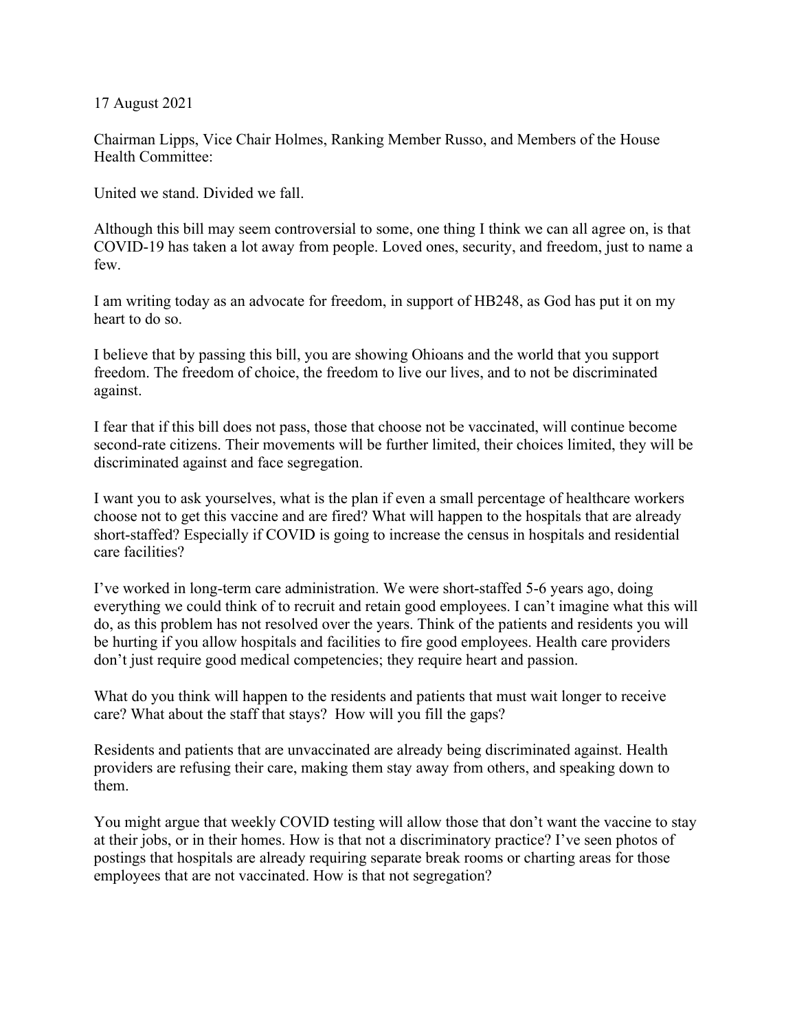17 August 2021

Chairman Lipps, Vice Chair Holmes, Ranking Member Russo, and Members of the House Health Committee:

United we stand. Divided we fall.

Although this bill may seem controversial to some, one thing I think we can all agree on, is that COVID-19 has taken a lot away from people. Loved ones, security, and freedom, just to name a few.

I am writing today as an advocate for freedom, in support of HB248, as God has put it on my heart to do so.

I believe that by passing this bill, you are showing Ohioans and the world that you support freedom. The freedom of choice, the freedom to live our lives, and to not be discriminated against.

I fear that if this bill does not pass, those that choose not be vaccinated, will continue become second-rate citizens. Their movements will be further limited, their choices limited, they will be discriminated against and face segregation.

I want you to ask yourselves, what is the plan if even a small percentage of healthcare workers choose not to get this vaccine and are fired? What will happen to the hospitals that are already short-staffed? Especially if COVID is going to increase the census in hospitals and residential care facilities?

I've worked in long-term care administration. We were short-staffed 5-6 years ago, doing everything we could think of to recruit and retain good employees. I can't imagine what this will do, as this problem has not resolved over the years. Think of the patients and residents you will be hurting if you allow hospitals and facilities to fire good employees. Health care providers don't just require good medical competencies; they require heart and passion.

What do you think will happen to the residents and patients that must wait longer to receive care? What about the staff that stays? How will you fill the gaps?

Residents and patients that are unvaccinated are already being discriminated against. Health providers are refusing their care, making them stay away from others, and speaking down to them.

You might argue that weekly COVID testing will allow those that don't want the vaccine to stay at their jobs, or in their homes. How is that not a discriminatory practice? I've seen photos of postings that hospitals are already requiring separate break rooms or charting areas for those employees that are not vaccinated. How is that not segregation?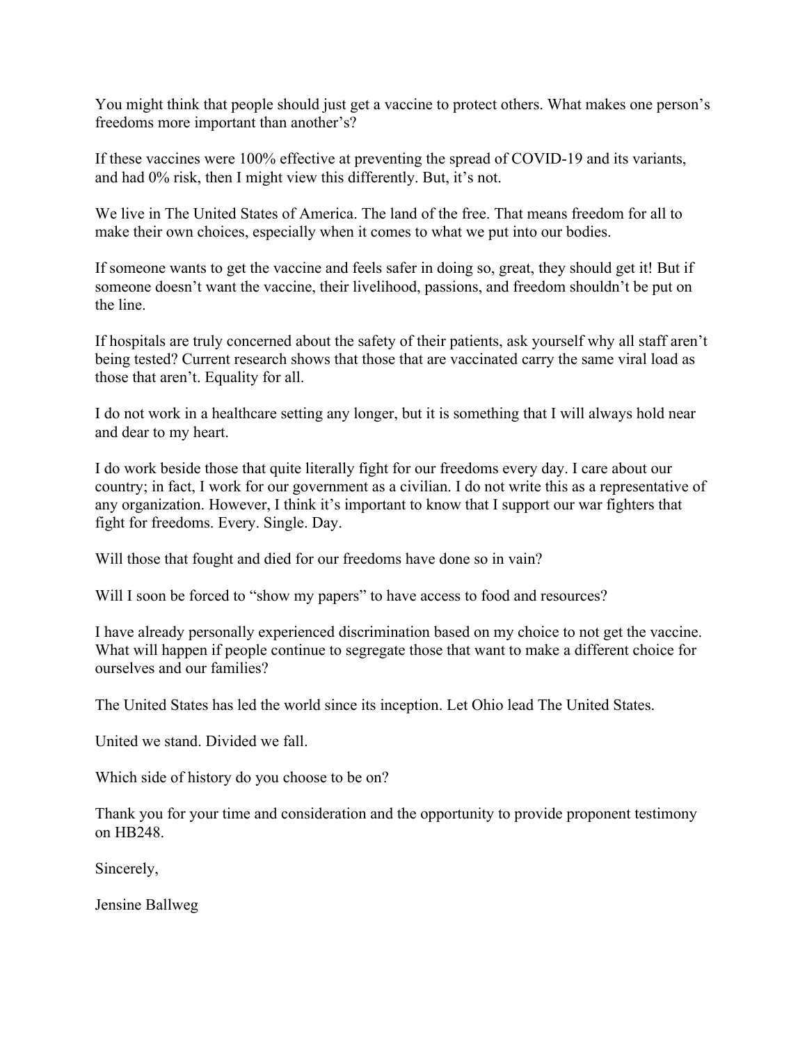You might think that people should just get a vaccine to protect others. What makes one person's freedoms more important than another's?

If these vaccines were 100% effective at preventing the spread of COVID-19 and its variants, and had 0% risk, then I might view this differently. But, it's not.

We live in The United States of America. The land of the free. That means freedom for all to make their own choices, especially when it comes to what we put into our bodies.

If someone wants to get the vaccine and feels safer in doing so, great, they should get it! But if someone doesn't want the vaccine, their livelihood, passions, and freedom shouldn't be put on the line.

If hospitals are truly concerned about the safety of their patients, ask yourself why all staff aren't being tested? Current research shows that those that are vaccinated carry the same viral load as those that aren't. Equality for all.

I do not work in a healthcare setting any longer, but it is something that I will always hold near and dear to my heart.

I do work beside those that quite literally fight for our freedoms every day. I care about our country; in fact, I work for our government as a civilian. I do not write this as a representative of any organization. However, I think it's important to know that I support our war fighters that fight for freedoms. Every. Single. Day.

Will those that fought and died for our freedoms have done so in vain?

Will I soon be forced to "show my papers" to have access to food and resources?

I have already personally experienced discrimination based on my choice to not get the vaccine. What will happen if people continue to segregate those that want to make a different choice for ourselves and our families?

The United States has led the world since its inception. Let Ohio lead The United States.

United we stand. Divided we fall.

Which side of history do you choose to be on?

Thank you for your time and consideration and the opportunity to provide proponent testimony on HB248.

Sincerely,

Jensine Ballweg